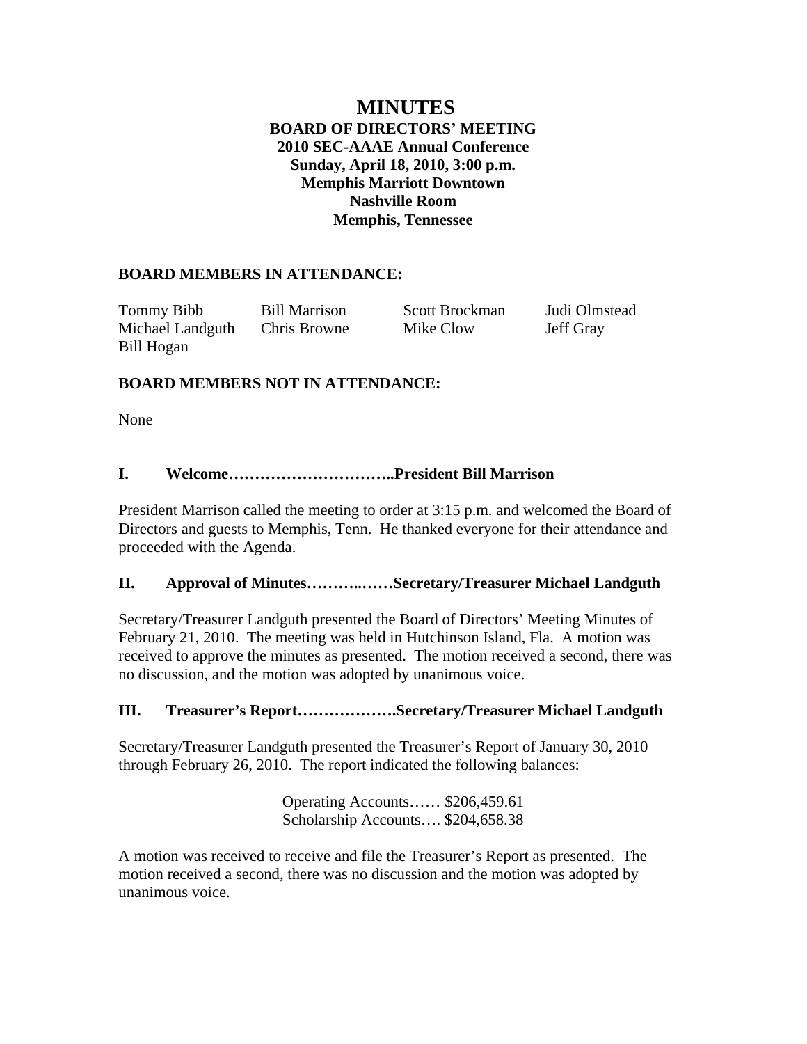# MINUTES

**BOARD OF DIRECTORS' MEETING**
**2010 SEC-AAAE Annual Conference**
**Sunday, April 18, 2010, 3:00 p.m.**
**Memphis Marriott Downtown**
**Nashville Room**
**Memphis, Tennessee**

## BOARD MEMBERS IN ATTENDANCE:

| | | | |
|---|---|---|---|
| Tommy Bibb | Bill Marrison | Scott Brockman | Judi Olmstead |
| Michael Landguth | Chris Browne | Mike Clow | Jeff Gray |
| Bill Hogan | | | |

## BOARD MEMBERS NOT IN ATTENDANCE:

None

## I. Welcome…………………………..President Bill Marrison

President Marrison called the meeting to order at 3:15 p.m. and welcomed the Board of Directors and guests to Memphis, Tenn. He thanked everyone for their attendance and proceeded with the Agenda.

## II. Approval of Minutes………..……Secretary/Treasurer Michael Landguth

Secretary/Treasurer Landguth presented the Board of Directors' Meeting Minutes of February 21, 2010. The meeting was held in Hutchinson Island, Fla. A motion was received to approve the minutes as presented. The motion received a second, there was no discussion, and the motion was adopted by unanimous voice.

## III. Treasurer's Report……………….Secretary/Treasurer Michael Landguth

Secretary/Treasurer Landguth presented the Treasurer's Report of January 30, 2010 through February 26, 2010. The report indicated the following balances:

Operating Accounts…… $206,459.61
Scholarship Accounts…. $204,658.38

A motion was received to receive and file the Treasurer's Report as presented. The motion received a second, there was no discussion and the motion was adopted by unanimous voice.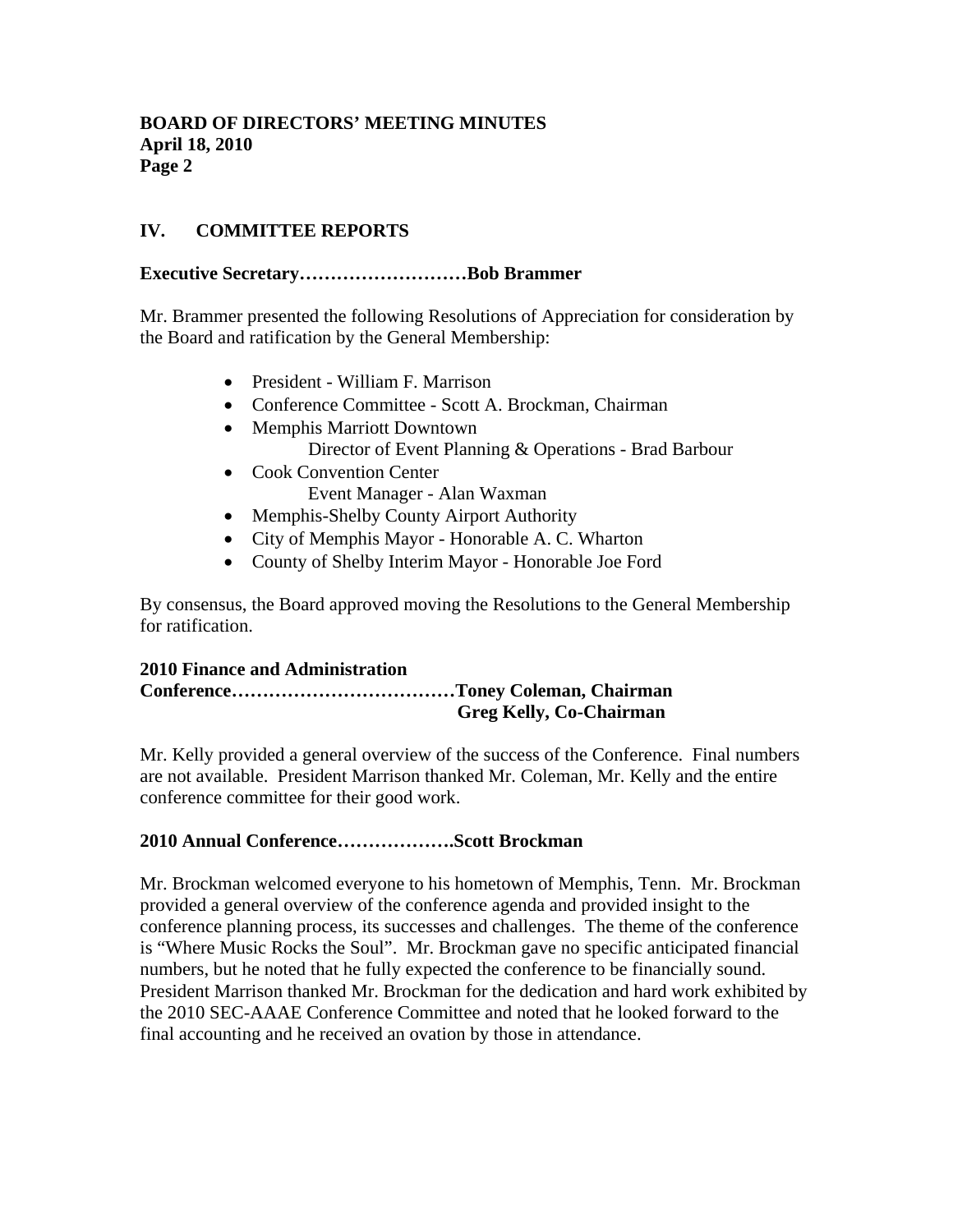## IV. COMMITTEE REPORTS

**Executive Secretary………………………Bob Brammer**

Mr. Brammer presented the following Resolutions of Appreciation for consideration by the Board and ratification by the General Membership:

- President - William F. Marrison
- Conference Committee - Scott A. Brockman, Chairman
- Memphis Marriott Downtown
  Director of Event Planning & Operations - Brad Barbour
- Cook Convention Center
  Event Manager - Alan Waxman
- Memphis-Shelby County Airport Authority
- City of Memphis Mayor - Honorable A. C. Wharton
- County of Shelby Interim Mayor - Honorable Joe Ford

By consensus, the Board approved moving the Resolutions to the General Membership for ratification.

**2010 Finance and Administration Conference………………………………Toney Coleman, Chairman**
**Greg Kelly, Co-Chairman**

Mr. Kelly provided a general overview of the success of the Conference. Final numbers are not available. President Marrison thanked Mr. Coleman, Mr. Kelly and the entire conference committee for their good work.

**2010 Annual Conference……………….Scott Brockman**

Mr. Brockman welcomed everyone to his hometown of Memphis, Tenn. Mr. Brockman provided a general overview of the conference agenda and provided insight to the conference planning process, its successes and challenges. The theme of the conference is "Where Music Rocks the Soul". Mr. Brockman gave no specific anticipated financial numbers, but he noted that he fully expected the conference to be financially sound. President Marrison thanked Mr. Brockman for the dedication and hard work exhibited by the 2010 SEC-AAAE Conference Committee and noted that he looked forward to the final accounting and he received an ovation by those in attendance.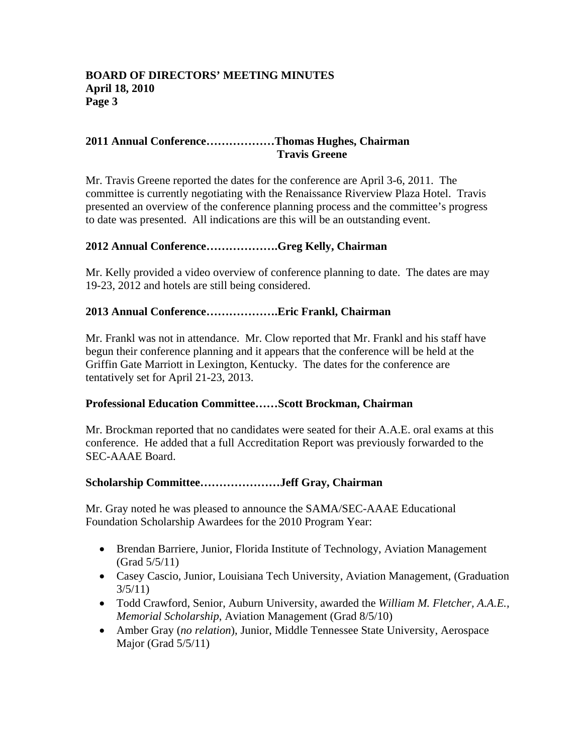**2011 Annual Conference………………Thomas Hughes, Chairman**
**Travis Greene**

Mr. Travis Greene reported the dates for the conference are April 3-6, 2011. The committee is currently negotiating with the Renaissance Riverview Plaza Hotel. Travis presented an overview of the conference planning process and the committee's progress to date was presented. All indications are this will be an outstanding event.

**2012 Annual Conference……………….Greg Kelly, Chairman**

Mr. Kelly provided a video overview of conference planning to date. The dates are may 19-23, 2012 and hotels are still being considered.

**2013 Annual Conference……………….Eric Frankl, Chairman**

Mr. Frankl was not in attendance. Mr. Clow reported that Mr. Frankl and his staff have begun their conference planning and it appears that the conference will be held at the Griffin Gate Marriott in Lexington, Kentucky. The dates for the conference are tentatively set for April 21-23, 2013.

**Professional Education Committee……Scott Brockman, Chairman**

Mr. Brockman reported that no candidates were seated for their A.A.E. oral exams at this conference. He added that a full Accreditation Report was previously forwarded to the SEC-AAAE Board.

**Scholarship Committee…………………Jeff Gray, Chairman**

Mr. Gray noted he was pleased to announce the SAMA/SEC-AAAE Educational Foundation Scholarship Awardees for the 2010 Program Year:

- Brendan Barriere, Junior, Florida Institute of Technology, Aviation Management (Grad 5/5/11)
- Casey Cascio, Junior, Louisiana Tech University, Aviation Management, (Graduation 3/5/11)
- Todd Crawford, Senior, Auburn University, awarded the *William M. Fletcher, A.A.E., Memorial Scholarship*, Aviation Management (Grad 8/5/10)
- Amber Gray (*no relation*), Junior, Middle Tennessee State University, Aerospace Major (Grad 5/5/11)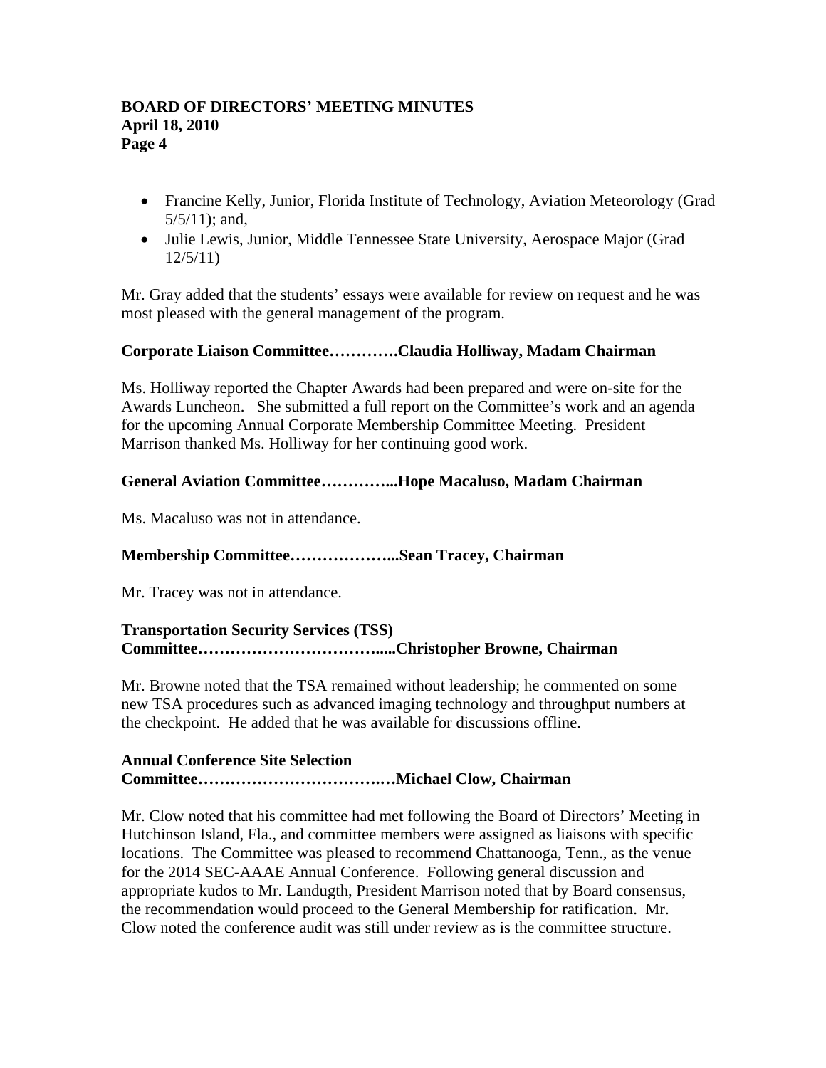- Francine Kelly, Junior, Florida Institute of Technology, Aviation Meteorology (Grad 5/5/11); and,
- Julie Lewis, Junior, Middle Tennessee State University, Aerospace Major (Grad 12/5/11)

Mr. Gray added that the students' essays were available for review on request and he was most pleased with the general management of the program.

**Corporate Liaison Committee………….Claudia Holliway, Madam Chairman**

Ms. Holliway reported the Chapter Awards had been prepared and were on-site for the Awards Luncheon. She submitted a full report on the Committee's work and an agenda for the upcoming Annual Corporate Membership Committee Meeting. President Marrison thanked Ms. Holliway for her continuing good work.

**General Aviation Committee…………...Hope Macaluso, Madam Chairman**

Ms. Macaluso was not in attendance.

**Membership Committee………………...Sean Tracey, Chairman**

Mr. Tracey was not in attendance.

**Transportation Security Services (TSS) Committee…………………………….....Christopher Browne, Chairman**

Mr. Browne noted that the TSA remained without leadership; he commented on some new TSA procedures such as advanced imaging technology and throughput numbers at the checkpoint. He added that he was available for discussions offline.

**Annual Conference Site Selection Committee…………………………….…Michael Clow, Chairman**

Mr. Clow noted that his committee had met following the Board of Directors' Meeting in Hutchinson Island, Fla., and committee members were assigned as liaisons with specific locations. The Committee was pleased to recommend Chattanooga, Tenn., as the venue for the 2014 SEC-AAAE Annual Conference. Following general discussion and appropriate kudos to Mr. Landugth, President Marrison noted that by Board consensus, the recommendation would proceed to the General Membership for ratification. Mr. Clow noted the conference audit was still under review as is the committee structure.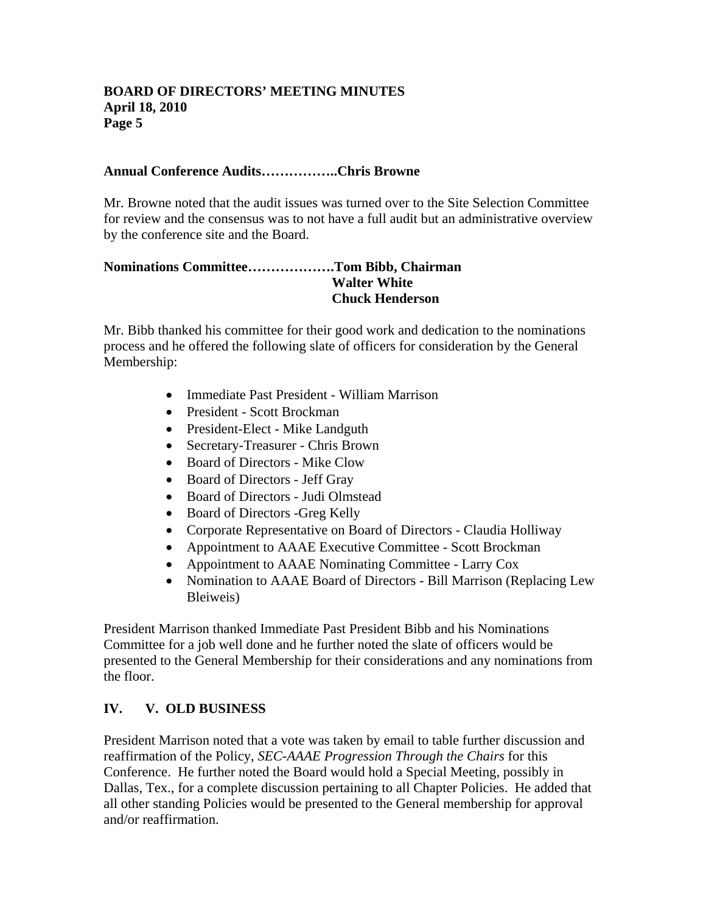**Annual Conference Audits……………..Chris Browne**

Mr. Browne noted that the audit issues was turned over to the Site Selection Committee for review and the consensus was to not have a full audit but an administrative overview by the conference site and the Board.

**Nominations Committee……………….Tom Bibb, Chairman**
**Walter White**
**Chuck Henderson**

Mr. Bibb thanked his committee for their good work and dedication to the nominations process and he offered the following slate of officers for consideration by the General Membership:

- Immediate Past President - William Marrison
- President - Scott Brockman
- President-Elect - Mike Landguth
- Secretary-Treasurer - Chris Brown
- Board of Directors - Mike Clow
- Board of Directors - Jeff Gray
- Board of Directors - Judi Olmstead
- Board of Directors -Greg Kelly
- Corporate Representative on Board of Directors - Claudia Holliway
- Appointment to AAAE Executive Committee - Scott Brockman
- Appointment to AAAE Nominating Committee - Larry Cox
- Nomination to AAAE Board of Directors - Bill Marrison (Replacing Lew Bleiweis)

President Marrison thanked Immediate Past President Bibb and his Nominations Committee for a job well done and he further noted the slate of officers would be presented to the General Membership for their considerations and any nominations from the floor.

## IV. V. OLD BUSINESS

President Marrison noted that a vote was taken by email to table further discussion and reaffirmation of the Policy, *SEC-AAAE Progression Through the Chairs* for this Conference. He further noted the Board would hold a Special Meeting, possibly in Dallas, Tex., for a complete discussion pertaining to all Chapter Policies. He added that all other standing Policies would be presented to the General membership for approval and/or reaffirmation.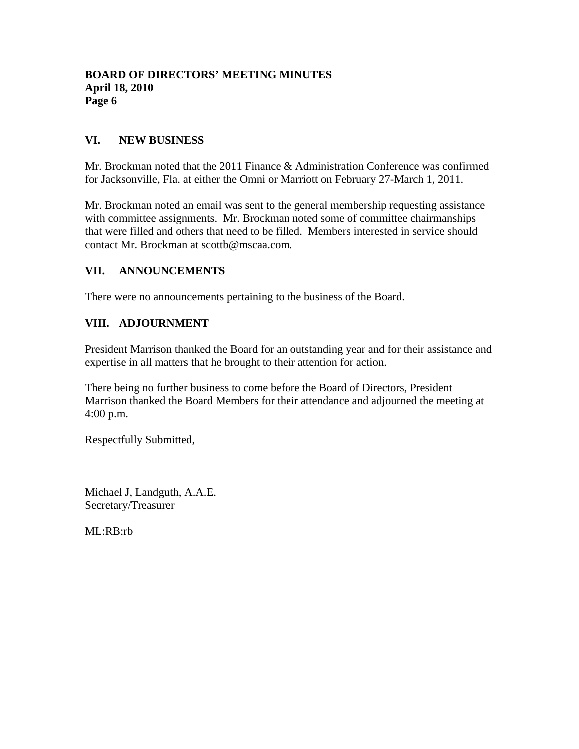## VI. NEW BUSINESS

Mr. Brockman noted that the 2011 Finance & Administration Conference was confirmed for Jacksonville, Fla. at either the Omni or Marriott on February 27-March 1, 2011.

Mr. Brockman noted an email was sent to the general membership requesting assistance with committee assignments. Mr. Brockman noted some of committee chairmanships that were filled and others that need to be filled. Members interested in service should contact Mr. Brockman at scottb@mscaa.com.

## VII. ANNOUNCEMENTS

There were no announcements pertaining to the business of the Board.

## VIII. ADJOURNMENT

President Marrison thanked the Board for an outstanding year and for their assistance and expertise in all matters that he brought to their attention for action.

There being no further business to come before the Board of Directors, President Marrison thanked the Board Members for their attendance and adjourned the meeting at 4:00 p.m.

Respectfully Submitted,

Michael J, Landguth, A.A.E.
Secretary/Treasurer

ML:RB:rb